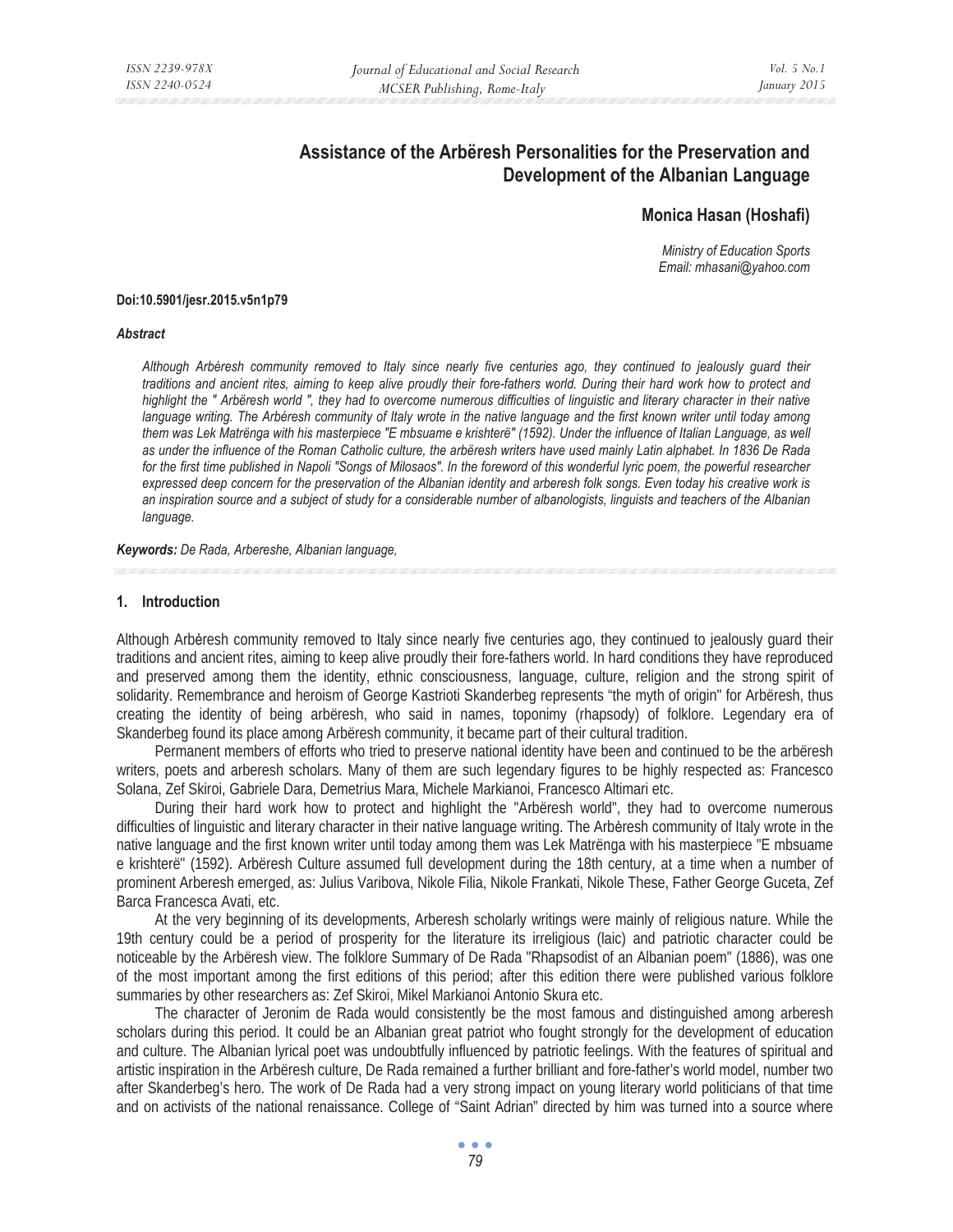# Assistance of the Arbëresh Personalities for the Preservation and Development of the Albanian Language

**Monica Hasan (Hoshafi)**

*Ministry of Education Sports*
*Email: mhasani@yahoo.com*

**Doi:10.5901/jesr.2015.v5n1p79**

***Abstract***

*Although Arbėresh community removed to Italy since nearly five centuries ago, they continued to jealously guard their traditions and ancient rites, aiming to keep alive proudly their fore-fathers world. During their hard work how to protect and highlight the " Arbëresh world ", they had to overcome numerous difficulties of linguistic and literary character in their native language writing. The Arbėresh community of Italy wrote in the native language and the first known writer until today among them was Lek Matrënga with his masterpiece "E mbsuame e krishterë" (1592). Under the influence of Italian Language, as well as under the influence of the Roman Catholic culture, the arbëresh writers have used mainly Latin alphabet. In 1836 De Rada for the first time published in Napoli "Songs of Milosaos". In the foreword of this wonderful lyric poem, the powerful researcher expressed deep concern for the preservation of the Albanian identity and arberesh folk songs. Even today his creative work is an inspiration source and a subject of study for a considerable number of albanologists, linguists and teachers of the Albanian language.*

***Keywords:*** *De Rada, Arbereshe, Albanian language,*

## 1. Introduction

Although Arbėresh community removed to Italy since nearly five centuries ago, they continued to jealously guard their traditions and ancient rites, aiming to keep alive proudly their fore-fathers world. In hard conditions they have reproduced and preserved among them the identity, ethnic consciousness, language, culture, religion and the strong spirit of solidarity. Remembrance and heroism of George Kastrioti Skanderbeg represents "the myth of origin" for Arbëresh, thus creating the identity of being arbëresh, who said in names, toponimy (rhapsody) of folklore. Legendary era of Skanderbeg found its place among Arbëresh community, it became part of their cultural tradition.

Permanent members of efforts who tried to preserve national identity have been and continued to be the arbëresh writers, poets and arberesh scholars. Many of them are such legendary figures to be highly respected as: Francesco Solana, Zef Skiroi, Gabriele Dara, Demetrius Mara, Michele Markianoi, Francesco Altimari etc.

During their hard work how to protect and highlight the "Arbëresh world", they had to overcome numerous difficulties of linguistic and literary character in their native language writing. The Arbėresh community of Italy wrote in the native language and the first known writer until today among them was Lek Matrënga with his masterpiece "E mbsuame e krishterë" (1592). Arbëresh Culture assumed full development during the 18th century, at a time when a number of prominent Arberesh emerged, as: Julius Varibova, Nikole Filia, Nikole Frankati, Nikole These, Father George Guceta, Zef Barca Francesca Avati, etc.

At the very beginning of its developments, Arberesh scholarly writings were mainly of religious nature. While the 19th century could be a period of prosperity for the literature its irreligious (laic) and patriotic character could be noticeable by the Arbëresh view. The folklore Summary of De Rada "Rhapsodist of an Albanian poem" (1886), was one of the most important among the first editions of this period; after this edition there were published various folklore summaries by other researchers as: Zef Skiroi, Mikel Markianoi Antonio Skura etc.

The character of Jeronim de Rada would consistently be the most famous and distinguished among arberesh scholars during this period. It could be an Albanian great patriot who fought strongly for the development of education and culture. The Albanian lyrical poet was undoubtfully influenced by patriotic feelings. With the features of spiritual and artistic inspiration in the Arbëresh culture, De Rada remained a further brilliant and fore-father's world model, number two after Skanderbeg's hero. The work of De Rada had a very strong impact on young literary world politicians of that time and on activists of the national renaissance. College of "Saint Adrian" directed by him was turned into a source where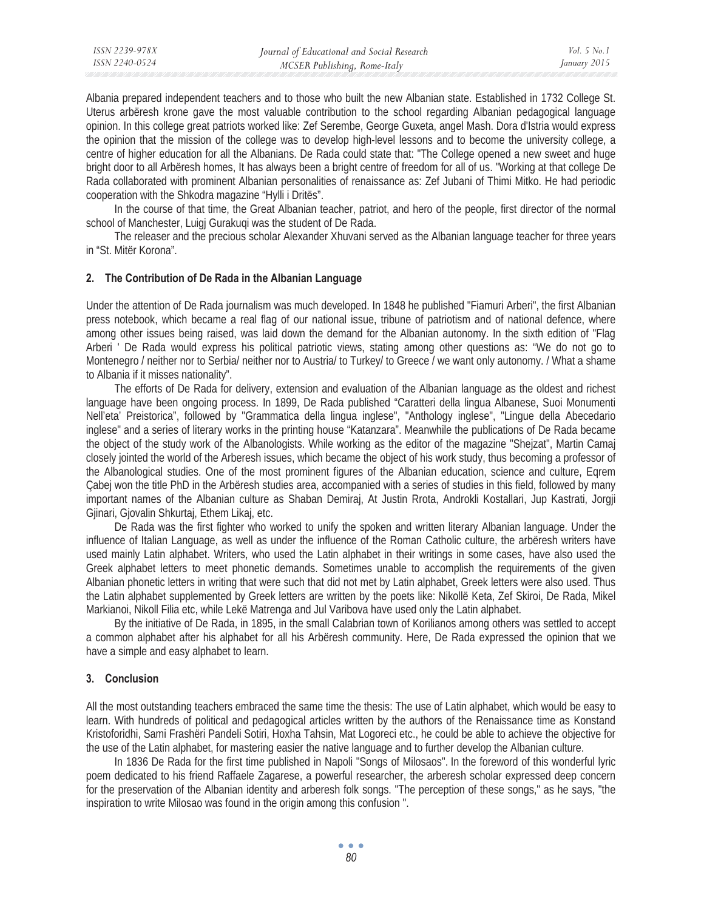Albania prepared independent teachers and to those who built the new Albanian state. Established in 1732 College St. Uterus arbëresh krone gave the most valuable contribution to the school regarding Albanian pedagogical language opinion. In this college great patriots worked like: Zef Serembe, George Guxeta, angel Mash. Dora d'Istria would express the opinion that the mission of the college was to develop high-level lessons and to become the university college, a centre of higher education for all the Albanians. De Rada could state that: "The College opened a new sweet and huge bright door to all Arbëresh homes, It has always been a bright centre of freedom for all of us. "Working at that college De Rada collaborated with prominent Albanian personalities of renaissance as: Zef Jubani of Thimi Mitko. He had periodic cooperation with the Shkodra magazine "Hylli i Dritës".

In the course of that time, the Great Albanian teacher, patriot, and hero of the people, first director of the normal school of Manchester, Luigj Gurakuqi was the student of De Rada.

The releaser and the precious scholar Alexander Xhuvani served as the Albanian language teacher for three years in "St. Mitër Korona".

## 2. The Contribution of De Rada in the Albanian Language

Under the attention of De Rada journalism was much developed. In 1848 he published "Fiamuri Arberi", the first Albanian press notebook, which became a real flag of our national issue, tribune of patriotism and of national defence, where among other issues being raised, was laid down the demand for the Albanian autonomy. In the sixth edition of "Flag Arberi ' De Rada would express his political patriotic views, stating among other questions as: "We do not go to Montenegro / neither nor to Serbia/ neither nor to Austria/ to Turkey/ to Greece / we want only autonomy. / What a shame to Albania if it misses nationality".

The efforts of De Rada for delivery, extension and evaluation of the Albanian language as the oldest and richest language have been ongoing process. In 1899, De Rada published "Caratteri della lingua Albanese, Suoi Monumenti Nell'eta' Preistorica", followed by "Grammatica della lingua inglese", "Anthology inglese", "Lingue della Abecedario inglese" and a series of literary works in the printing house "Katanzara". Meanwhile the publications of De Rada became the object of the study work of the Albanologists. While working as the editor of the magazine "Shejzat", Martin Camaj closely jointed the world of the Arberesh issues, which became the object of his work study, thus becoming a professor of the Albanological studies. One of the most prominent figures of the Albanian education, science and culture, Eqrem Çabej won the title PhD in the Arbëresh studies area, accompanied with a series of studies in this field, followed by many important names of the Albanian culture as Shaban Demiraj, At Justin Rrota, Androkli Kostallari, Jup Kastrati, Jorgji Gjinari, Gjovalin Shkurtaj, Ethem Likaj, etc.

De Rada was the first fighter who worked to unify the spoken and written literary Albanian language. Under the influence of Italian Language, as well as under the influence of the Roman Catholic culture, the arbëresh writers have used mainly Latin alphabet. Writers, who used the Latin alphabet in their writings in some cases, have also used the Greek alphabet letters to meet phonetic demands. Sometimes unable to accomplish the requirements of the given Albanian phonetic letters in writing that were such that did not met by Latin alphabet, Greek letters were also used. Thus the Latin alphabet supplemented by Greek letters are written by the poets like: Nikollë Keta, Zef Skiroi, De Rada, Mikel Markianoi, Nikoll Filia etc, while Lekë Matrenga and Jul Varibova have used only the Latin alphabet.

By the initiative of De Rada, in 1895, in the small Calabrian town of Korilianos among others was settled to accept a common alphabet after his alphabet for all his Arbëresh community. Here, De Rada expressed the opinion that we have a simple and easy alphabet to learn.

## 3. Conclusion

All the most outstanding teachers embraced the same time the thesis: The use of Latin alphabet, which would be easy to learn. With hundreds of political and pedagogical articles written by the authors of the Renaissance time as Konstand Kristoforidhi, Sami Frashëri Pandeli Sotiri, Hoxha Tahsin, Mat Logoreci etc., he could be able to achieve the objective for the use of the Latin alphabet, for mastering easier the native language and to further develop the Albanian culture.

In 1836 De Rada for the first time published in Napoli "Songs of Milosaos". In the foreword of this wonderful lyric poem dedicated to his friend Raffaele Zagarese, a powerful researcher, the arberesh scholar expressed deep concern for the preservation of the Albanian identity and arberesh folk songs. "The perception of these songs," as he says, "the inspiration to write Milosao was found in the origin among this confusion ".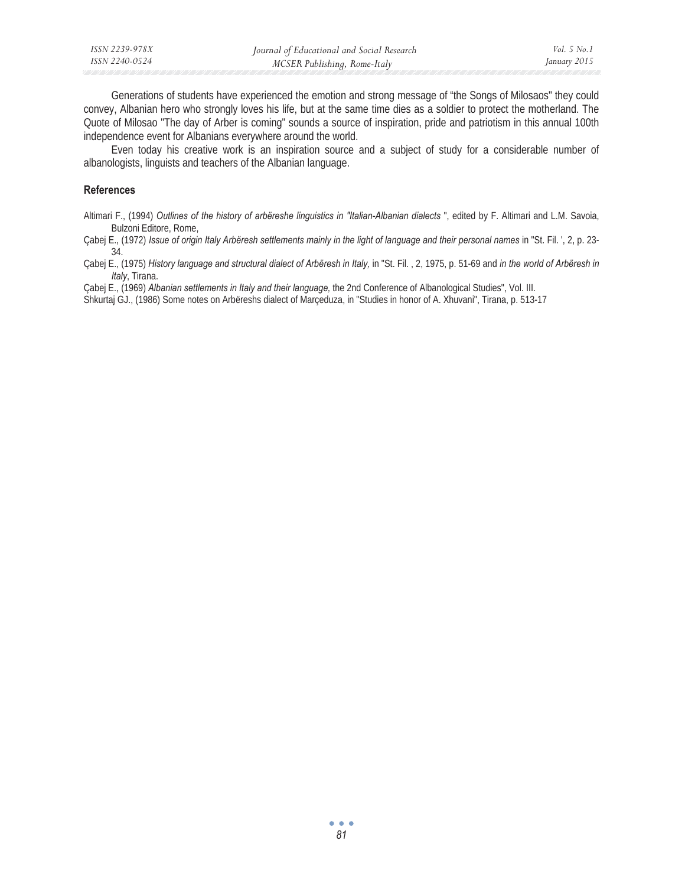Generations of students have experienced the emotion and strong message of "the Songs of Milosaos" they could convey, Albanian hero who strongly loves his life, but at the same time dies as a soldier to protect the motherland. The Quote of Milosao "The day of Arber is coming" sounds a source of inspiration, pride and patriotism in this annual 100th independence event for Albanians everywhere around the world.

Even today his creative work is an inspiration source and a subject of study for a considerable number of albanologists, linguists and teachers of the Albanian language.

## References

Altimari F., (1994) *Outlines of the history of arbëreshe linguistics in "Italian-Albanian dialects* ", edited by F. Altimari and L.M. Savoia, Bulzoni Editore, Rome,

Çabej E., (1972) *Issue of origin Italy Arbëresh settlements mainly in the light of language and their personal names* in "St. Fil. ', 2, p. 23-34.

Çabej E., (1975) *History language and structural dialect of Arbëresh in Italy,* in "St. Fil. , 2, 1975, p. 51-69 and *in the world of Arbëresh in Italy*, Tirana.

Çabej E., (1969) *Albanian settlements in Italy and their language,* the 2nd Conference of Albanological Studies", Vol. III.

Shkurtaj GJ., (1986) Some notes on Arbëreshs dialect of Marçeduza, in "Studies in honor of A. Xhuvani", Tirana, p. 513-17